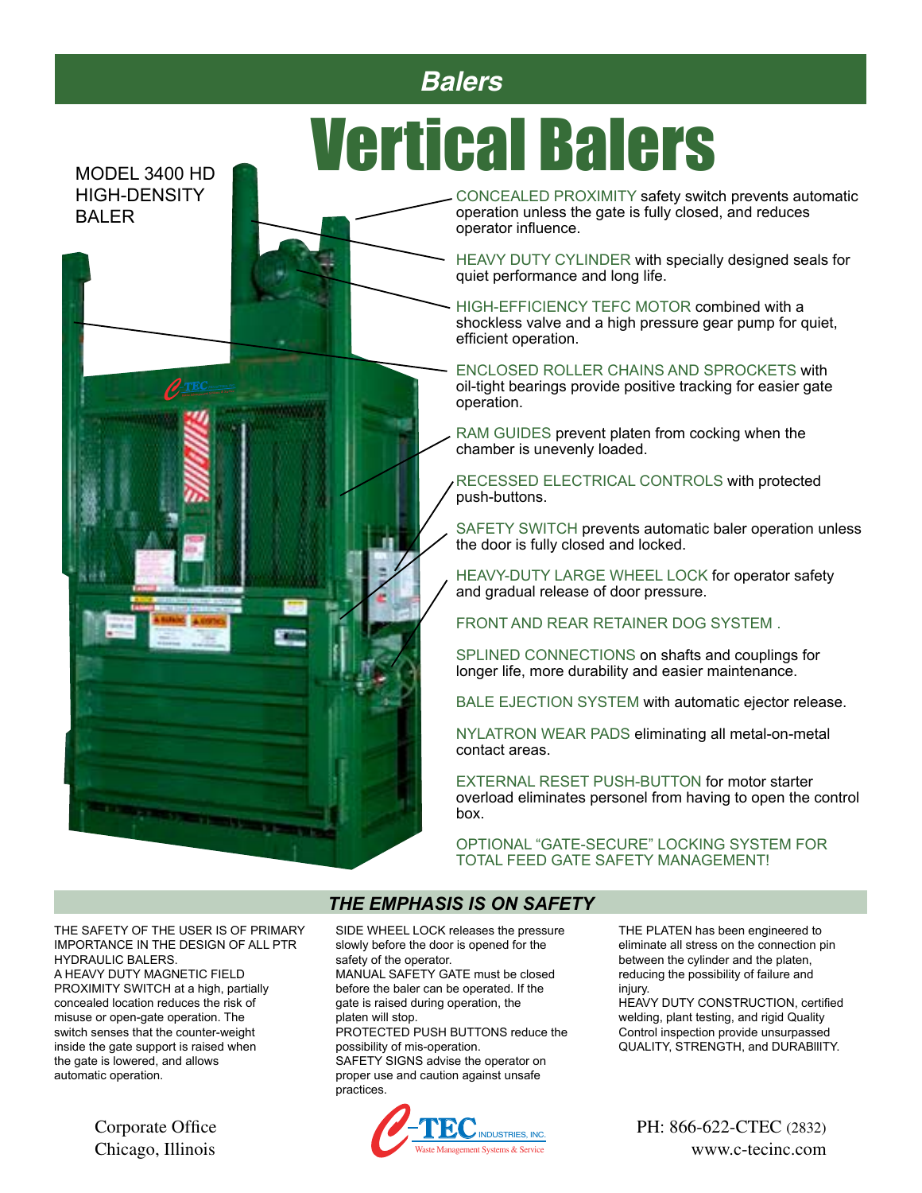## Balers

# Vertical Balers

MODEL 3400 HD
HIGH-DENSITY
BALER

CONCEALED PROXIMITY safety switch prevents automatic operation unless the gate is fully closed, and reduces operator influence.

HEAVY DUTY CYLINDER with specially designed seals for quiet performance and long life.

HIGH-EFFICIENCY TEFC MOTOR combined with a shockless valve and a high pressure gear pump for quiet, efficient operation.

ENCLOSED ROLLER CHAINS AND SPROCKETS with oil-tight bearings provide positive tracking for easier gate operation.

RAM GUIDES prevent platen from cocking when the chamber is unevenly loaded.

RECESSED ELECTRICAL CONTROLS with protected push-buttons.

SAFETY SWITCH prevents automatic baler operation unless the door is fully closed and locked.

HEAVY-DUTY LARGE WHEEL LOCK for operator safety and gradual release of door pressure.

FRONT AND REAR RETAINER DOG SYSTEM .

SPLINED CONNECTIONS on shafts and couplings for longer life, more durability and easier maintenance.

BALE EJECTION SYSTEM with automatic ejector release.

NYLATRON WEAR PADS eliminating all metal-on-metal contact areas.

EXTERNAL RESET PUSH-BUTTON for motor starter overload eliminates personel from having to open the control box.

OPTIONAL "GATE-SECURE" LOCKING SYSTEM FOR TOTAL FEED GATE SAFETY MANAGEMENT!

## *THE EMPHASIS IS ON SAFETY*

THE SAFETY OF THE USER IS OF PRIMARY IMPORTANCE IN THE DESIGN OF ALL PTR HYDRAULIC BALERS.
A HEAVY DUTY MAGNETIC FIELD PROXIMITY SWITCH at a high, partially concealed location reduces the risk of misuse or open-gate operation. The switch senses that the counter-weight inside the gate support is raised when the gate is lowered, and allows automatic operation.

SIDE WHEEL LOCK releases the pressure slowly before the door is opened for the safety of the operator.
MANUAL SAFETY GATE must be closed before the baler can be operated. If the gate is raised during operation, the platen will stop.
PROTECTED PUSH BUTTONS reduce the possibility of mis-operation.
SAFETY SIGNS advise the operator on proper use and caution against unsafe practices.

THE PLATEN has been engineered to eliminate all stress on the connection pin between the cylinder and the platen, reducing the possibility of failure and injury.
HEAVY DUTY CONSTRUCTION, certified welding, plant testing, and rigid Quality Control inspection provide unsurpassed QUALITY, STRENGTH, and DURABIlITY.

Corporate Office
Chicago, Illinois

C-TEC INDUSTRIES, INC.
Waste Management Systems & Service

PH: 866-622-CTEC (2832)
www.c-tecinc.com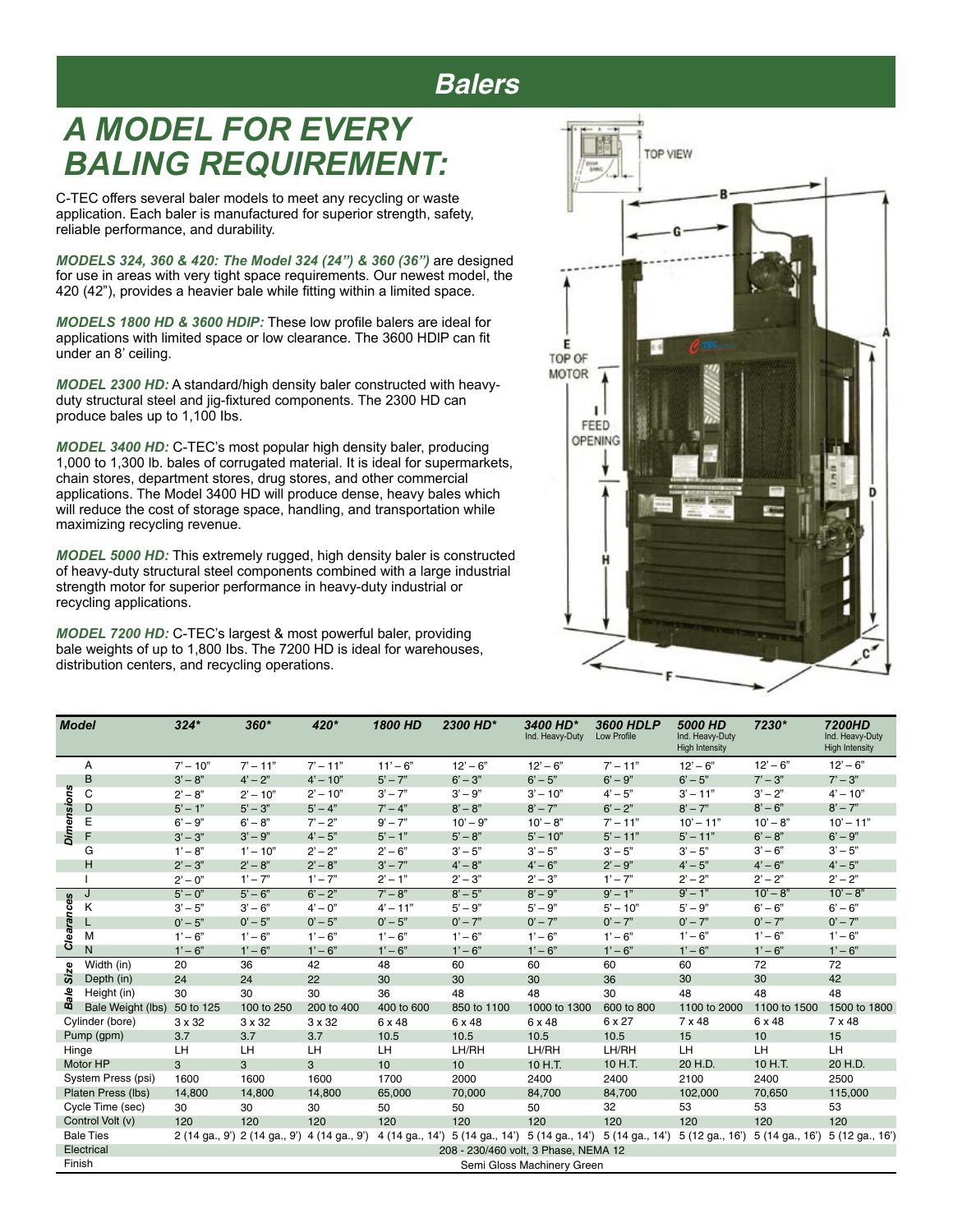# Balers

## A MODEL FOR EVERY BALING REQUIREMENT:

C-TEC offers several baler models to meet any recycling or waste application. Each baler is manufactured for superior strength, safety, reliable performance, and durability.

***MODELS 324, 360 & 420: The Model 324 (24") & 360 (36")*** are designed for use in areas with very tight space requirements. Our newest model, the 420 (42"), provides a heavier bale while fitting within a limited space.

***MODELS 1800 HD & 3600 HDIP:*** These low profile balers are ideal for applications with limited space or low clearance. The 3600 HDIP can fit under an 8' ceiling.

***MODEL 2300 HD:*** A standard/high density baler constructed with heavy-duty structural steel and jig-fixtured components. The 2300 HD can produce bales up to 1,100 lbs.

***MODEL 3400 HD:*** C-TEC's most popular high density baler, producing 1,000 to 1,300 lb. bales of corrugated material. It is ideal for supermarkets, chain stores, department stores, drug stores, and other commercial applications. The Model 3400 HD will produce dense, heavy bales which will reduce the cost of storage space, handling, and transportation while maximizing recycling revenue.

***MODEL 5000 HD:*** This extremely rugged, high density baler is constructed of heavy-duty structural steel components combined with a large industrial strength motor for superior performance in heavy-duty industrial or recycling applications.

***MODEL 7200 HD:*** C-TEC's largest & most powerful baler, providing bale weights of up to 1,800 lbs. The 7200 HD is ideal for warehouses, distribution centers, and recycling operations.

TOP VIEW

E TOP OF MOTOR

I FEED OPENING

| Model | | 324* | 360* | 420* | 1800 HD | 2300 HD* | 3400 HD* Ind. Heavy-Duty | 3600 HDLP Low Profile | 5000 HD Ind. Heavy-Duty High Intensity | 7230* | 7200HD Ind. Heavy-Duty High Intensity |
|---|---|---|---|---|---|---|---|---|---|---|---|
| Dimensions | A | 7' – 10" | 7' – 11" | 7' – 11" | 11' – 6" | 12' – 6" | 12' – 6" | 7' – 11" | 12' – 6" | 12' – 6" | 12' – 6" |
| | B | 3' – 8" | 4' – 2" | 4' – 10" | 5' – 7" | 6' – 3" | 6' – 5" | 6' – 9" | 6' – 5" | 7' – 3" | 7' – 3" |
| | C | 2' – 8" | 2' – 10" | 2' – 10" | 3' – 7" | 3' – 9" | 3' – 10" | 4' – 5" | 3' – 11" | 3' – 2" | 4' – 10" |
| | D | 5' – 1" | 5' – 3" | 5' – 4" | 7' – 4" | 8' – 8" | 8' – 7" | 6' – 2" | 8' – 7" | 8' – 6" | 8' – 7" |
| | E | 6' – 9" | 6' – 8" | 7' – 2" | 9' – 7" | 10' – 9" | 10' – 8" | 7' – 11" | 10' – 11" | 10' – 8" | 10' – 11" |
| | F | 3' – 3" | 3' – 9" | 4' – 5" | 5' – 1" | 5' – 8" | 5' – 10" | 5' – 11" | 5' – 11" | 6' – 8" | 6' – 9" |
| | G | 1' – 8" | 1' – 10" | 2' – 2" | 2' – 6" | 3' – 5" | 3' – 5" | 3' – 5" | 3' – 5" | 3' – 6" | 3' – 5" |
| | H | 2' – 3" | 2' – 8" | 2' – 8" | 3' – 7" | 4' – 8" | 4' – 6" | 2' – 9" | 4' – 5" | 4' – 6" | 4' – 5" |
| | I | 2' – 0" | 1' – 7" | 1' – 7" | 2' – 1" | 2' – 3" | 2' – 3" | 1' – 7" | 2' – 2" | 2' – 2" | 2' – 2" |
| Clearances | J | 5' – 0" | 5' – 6" | 6' – 2" | 7' – 8" | 8' – 5" | 8' – 9" | 9' – 1" | 9' – 1" | 10' – 8" | 10' – 8" |
| | K | 3' – 5" | 3' – 6" | 4' – 0" | 4' – 11" | 5' – 9" | 5' – 9" | 5' – 10" | 5' – 9" | 6' – 6" | 6' – 6" |
| | L | 0' – 5" | 0' – 5" | 0' – 5" | 0' – 5" | 0' – 7" | 0' – 7" | 0' – 7" | 0' – 7" | 0' – 7" | 0' – 7" |
| | M | 1' – 6" | 1' – 6" | 1' – 6" | 1' – 6" | 1' – 6" | 1' – 6" | 1' – 6" | 1' – 6" | 1' – 6" | 1' – 6" |
| | N | 1' – 6" | 1' – 6" | 1' – 6" | 1' – 6" | 1' – 6" | 1' – 6" | 1' – 6" | 1' – 6" | 1' – 6" | 1' – 6" |
| Bale Size | Width (in) | 20 | 36 | 42 | 48 | 60 | 60 | 60 | 60 | 72 | 72 |
| | Depth (in) | 24 | 24 | 22 | 30 | 30 | 30 | 36 | 30 | 30 | 42 |
| | Height (in) | 30 | 30 | 30 | 36 | 48 | 48 | 30 | 48 | 48 | 48 |
| | Bale Weight (lbs) | 50 to 125 | 100 to 250 | 200 to 400 | 400 to 600 | 850 to 1100 | 1000 to 1300 | 600 to 800 | 1100 to 2000 | 1100 to 1500 | 1500 to 1800 |
| Cylinder (bore) | | 3 x 32 | 3 x 32 | 3 x 32 | 6 x 48 | 6 x 48 | 6 x 48 | 6 x 27 | 7 x 48 | 6 x 48 | 7 x 48 |
| Pump (gpm) | | 3.7 | 3.7 | 3.7 | 10.5 | 10.5 | 10.5 | 10.5 | 15 | 10 | 15 |
| Hinge | | LH | LH | LH | LH | LH/RH | LH/RH | LH/RH | LH | LH | LH |
| Motor HP | | 3 | 3 | 3 | 10 | 10 | 10 H.T. | 10 H.T. | 20 H.D. | 10 H.T. | 20 H.D. |
| System Press (psi) | | 1600 | 1600 | 1600 | 1700 | 2000 | 2400 | 2400 | 2100 | 2400 | 2500 |
| Platen Press (lbs) | | 14,800 | 14,800 | 14,800 | 65,000 | 70,000 | 84,700 | 84,700 | 102,000 | 70,650 | 115,000 |
| Cycle Time (sec) | | 30 | 30 | 30 | 50 | 50 | 50 | 32 | 53 | 53 | 53 |
| Control Volt (v) | | 120 | 120 | 120 | 120 | 120 | 120 | 120 | 120 | 120 | 120 |
| Bale Ties | | 2 (14 ga., 9') | 2 (14 ga., 9') | 4 (14 ga., 9') | 4 (14 ga., 14') | 5 (14 ga., 14') | 5 (14 ga., 14') | 5 (14 ga., 14') | 5 (12 ga., 16') | 5 (14 ga., 16') | 5 (12 ga., 16') |
| Electrical | | 208 - 230/460 volt, 3 Phase, NEMA 12 | | | | | | | | | |
| Finish | | Semi Gloss Machinery Green | | | | | | | | | |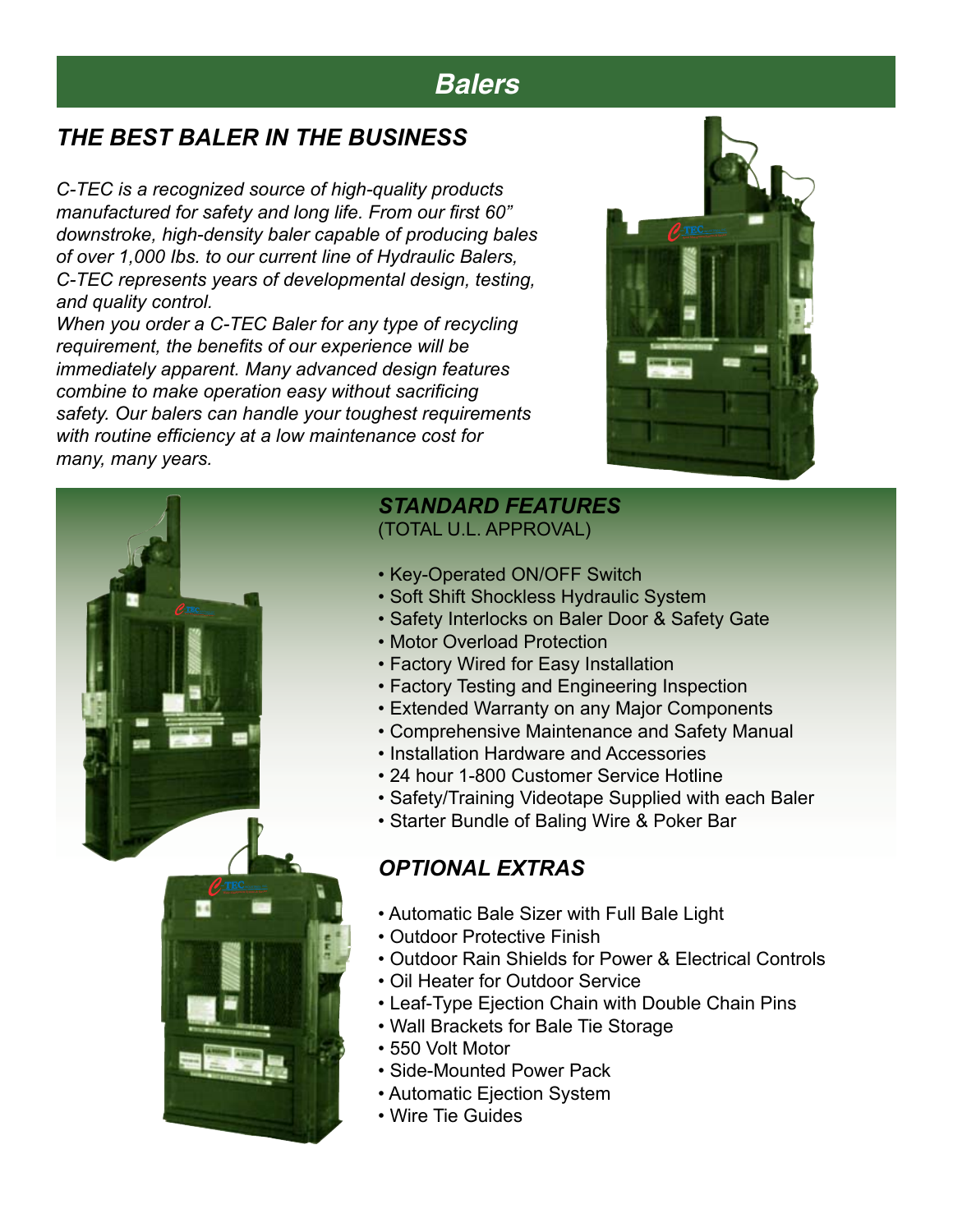# Balers

## *THE BEST BALER IN THE BUSINESS*

*C-TEC is a recognized source of high-quality products manufactured for safety and long life. From our first 60" downstroke, high-density baler capable of producing bales of over 1,000 lbs. to our current line of Hydraulic Balers, C-TEC represents years of developmental design, testing, and quality control.*

*When you order a C-TEC Baler for any type of recycling requirement, the benefits of our experience will be immediately apparent. Many advanced design features combine to make operation easy without sacrificing safety. Our balers can handle your toughest requirements with routine efficiency at a low maintenance cost for many, many years.*

## *STANDARD FEATURES*

(TOTAL U.L. APPROVAL)

- Key-Operated ON/OFF Switch
- Soft Shift Shockless Hydraulic System
- Safety Interlocks on Baler Door & Safety Gate
- Motor Overload Protection
- Factory Wired for Easy Installation
- Factory Testing and Engineering Inspection
- Extended Warranty on any Major Components
- Comprehensive Maintenance and Safety Manual
- Installation Hardware and Accessories
- 24 hour 1-800 Customer Service Hotline
- Safety/Training Videotape Supplied with each Baler
- Starter Bundle of Baling Wire & Poker Bar

## *OPTIONAL EXTRAS*

- Automatic Bale Sizer with Full Bale Light
- Outdoor Protective Finish
- Outdoor Rain Shields for Power & Electrical Controls
- Oil Heater for Outdoor Service
- Leaf-Type Ejection Chain with Double Chain Pins
- Wall Brackets for Bale Tie Storage
- 550 Volt Motor
- Side-Mounted Power Pack
- Automatic Ejection System
- Wire Tie Guides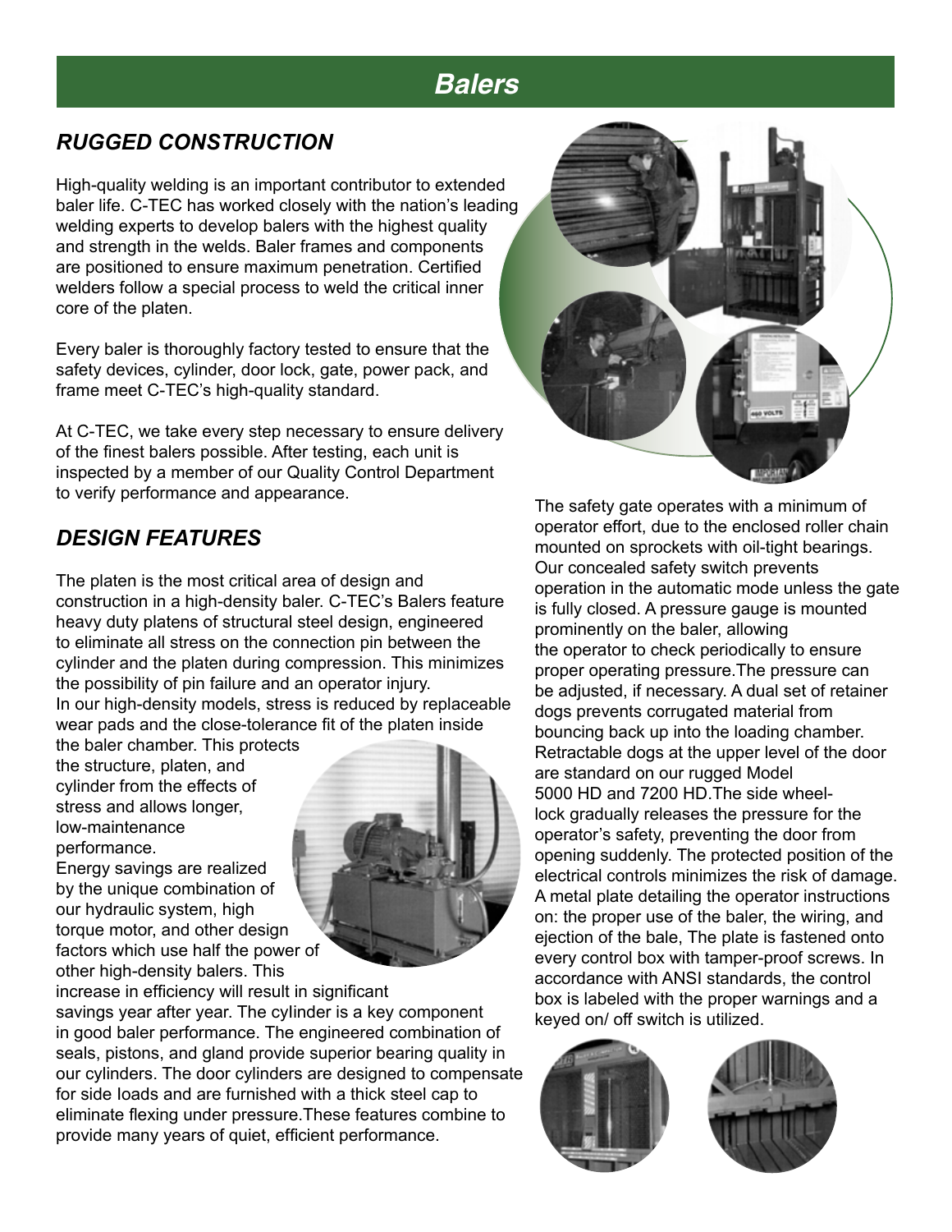# Balers

## RUGGED CONSTRUCTION

High-quality welding is an important contributor to extended baler life. C-TEC has worked closely with the nation's leading welding experts to develop balers with the highest quality and strength in the welds. Baler frames and components are positioned to ensure maximum penetration. Certified welders follow a special process to weld the critical inner core of the platen.

Every baler is thoroughly factory tested to ensure that the safety devices, cylinder, door lock, gate, power pack, and frame meet C-TEC's high-quality standard.

At C-TEC, we take every step necessary to ensure delivery of the finest balers possible. After testing, each unit is inspected by a member of our Quality Control Department to verify performance and appearance.

## DESIGN FEATURES

The platen is the most critical area of design and construction in a high-density baler. C-TEC's Balers feature heavy duty platens of structural steel design, engineered to eliminate all stress on the connection pin between the cylinder and the platen during compression. This minimizes the possibility of pin failure and an operator injury.
In our high-density models, stress is reduced by replaceable wear pads and the close-tolerance fit of the platen inside the baler chamber. This protects the structure, platen, and cylinder from the effects of stress and allows longer, low-maintenance performance.
Energy savings are realized by the unique combination of our hydraulic system, high torque motor, and other design factors which use half the power of other high-density balers. This increase in efficiency will result in significant savings year after year. The cylinder is a key component in good baler performance. The engineered combination of seals, pistons, and gland provide superior bearing quality in our cylinders. The door cylinders are designed to compensate for side loads and are furnished with a thick steel cap to eliminate flexing under pressure.These features combine to provide many years of quiet, efficient performance.

The safety gate operates with a minimum of operator effort, due to the enclosed roller chain mounted on sprockets with oil-tight bearings. Our concealed safety switch prevents operation in the automatic mode unless the gate is fully closed. A pressure gauge is mounted prominently on the baler, allowing the operator to check periodically to ensure proper operating pressure.The pressure can be adjusted, if necessary. A dual set of retainer dogs prevents corrugated material from bouncing back up into the loading chamber. Retractable dogs at the upper level of the door are standard on our rugged Model 5000 HD and 7200 HD.The side wheel-lock gradually releases the pressure for the operator's safety, preventing the door from opening suddenly. The protected position of the electrical controls minimizes the risk of damage. A metal plate detailing the operator instructions on: the proper use of the baler, the wiring, and ejection of the bale, The plate is fastened onto every control box with tamper-proof screws. In accordance with ANSI standards, the control box is labeled with the proper warnings and a keyed on/ off switch is utilized.